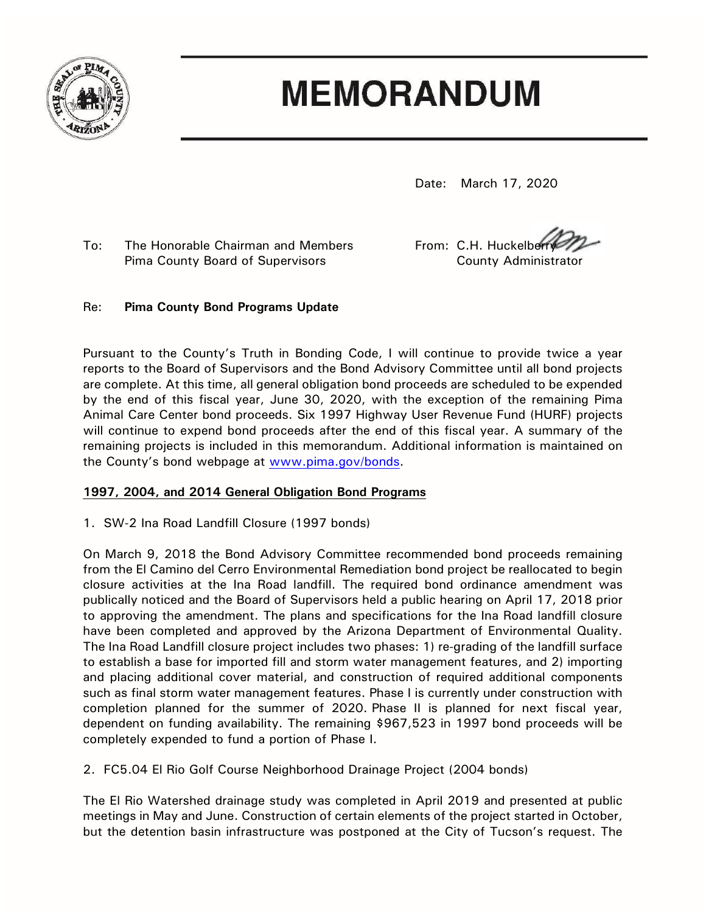# MEMORANDUM

Date: March 17, 2020

To: The Honorable Chairman and Members
Pima County Board of Supervisors

From: C.H. Huckelberry
County Administrator

Re: **Pima County Bond Programs Update**

Pursuant to the County's Truth in Bonding Code, I will continue to provide twice a year reports to the Board of Supervisors and the Bond Advisory Committee until all bond projects are complete. At this time, all general obligation bond proceeds are scheduled to be expended by the end of this fiscal year, June 30, 2020, with the exception of the remaining Pima Animal Care Center bond proceeds. Six 1997 Highway User Revenue Fund (HURF) projects will continue to expend bond proceeds after the end of this fiscal year. A summary of the remaining projects is included in this memorandum. Additional information is maintained on the County's bond webpage at www.pima.gov/bonds.

**1997, 2004, and 2014 General Obligation Bond Programs**

1. SW-2 Ina Road Landfill Closure (1997 bonds)

On March 9, 2018 the Bond Advisory Committee recommended bond proceeds remaining from the El Camino del Cerro Environmental Remediation bond project be reallocated to begin closure activities at the Ina Road landfill. The required bond ordinance amendment was publically noticed and the Board of Supervisors held a public hearing on April 17, 2018 prior to approving the amendment. The plans and specifications for the Ina Road landfill closure have been completed and approved by the Arizona Department of Environmental Quality. The Ina Road Landfill closure project includes two phases: 1) re-grading of the landfill surface to establish a base for imported fill and storm water management features, and 2) importing and placing additional cover material, and construction of required additional components such as final storm water management features. Phase I is currently under construction with completion planned for the summer of 2020. Phase II is planned for next fiscal year, dependent on funding availability. The remaining $967,523 in 1997 bond proceeds will be completely expended to fund a portion of Phase I.

2. FC5.04 El Rio Golf Course Neighborhood Drainage Project (2004 bonds)

The El Rio Watershed drainage study was completed in April 2019 and presented at public meetings in May and June. Construction of certain elements of the project started in October, but the detention basin infrastructure was postponed at the City of Tucson's request. The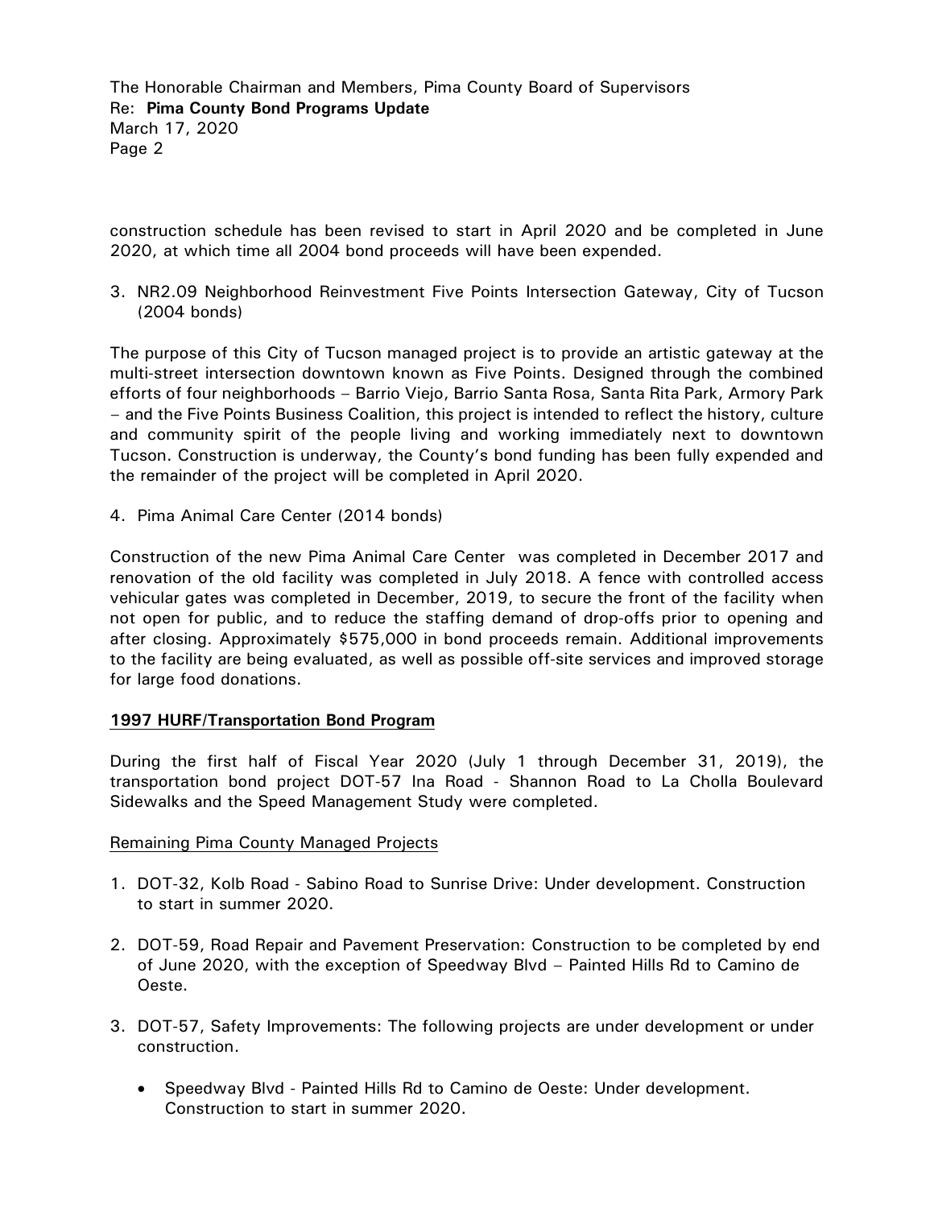construction schedule has been revised to start in April 2020 and be completed in June 2020, at which time all 2004 bond proceeds will have been expended.

3. NR2.09 Neighborhood Reinvestment Five Points Intersection Gateway, City of Tucson (2004 bonds)

The purpose of this City of Tucson managed project is to provide an artistic gateway at the multi-street intersection downtown known as Five Points. Designed through the combined efforts of four neighborhoods – Barrio Viejo, Barrio Santa Rosa, Santa Rita Park, Armory Park – and the Five Points Business Coalition, this project is intended to reflect the history, culture and community spirit of the people living and working immediately next to downtown Tucson. Construction is underway, the County's bond funding has been fully expended and the remainder of the project will be completed in April 2020.

4. Pima Animal Care Center (2014 bonds)

Construction of the new Pima Animal Care Center was completed in December 2017 and renovation of the old facility was completed in July 2018. A fence with controlled access vehicular gates was completed in December, 2019, to secure the front of the facility when not open for public, and to reduce the staffing demand of drop-offs prior to opening and after closing. Approximately $575,000 in bond proceeds remain. Additional improvements to the facility are being evaluated, as well as possible off-site services and improved storage for large food donations.

**1997 HURF/Transportation Bond Program**

During the first half of Fiscal Year 2020 (July 1 through December 31, 2019), the transportation bond project DOT-57 Ina Road - Shannon Road to La Cholla Boulevard Sidewalks and the Speed Management Study were completed.

Remaining Pima County Managed Projects

1. DOT-32, Kolb Road - Sabino Road to Sunrise Drive: Under development. Construction to start in summer 2020.

2. DOT-59, Road Repair and Pavement Preservation: Construction to be completed by end of June 2020, with the exception of Speedway Blvd – Painted Hills Rd to Camino de Oeste.

3. DOT-57, Safety Improvements: The following projects are under development or under construction.

   - Speedway Blvd - Painted Hills Rd to Camino de Oeste: Under development. Construction to start in summer 2020.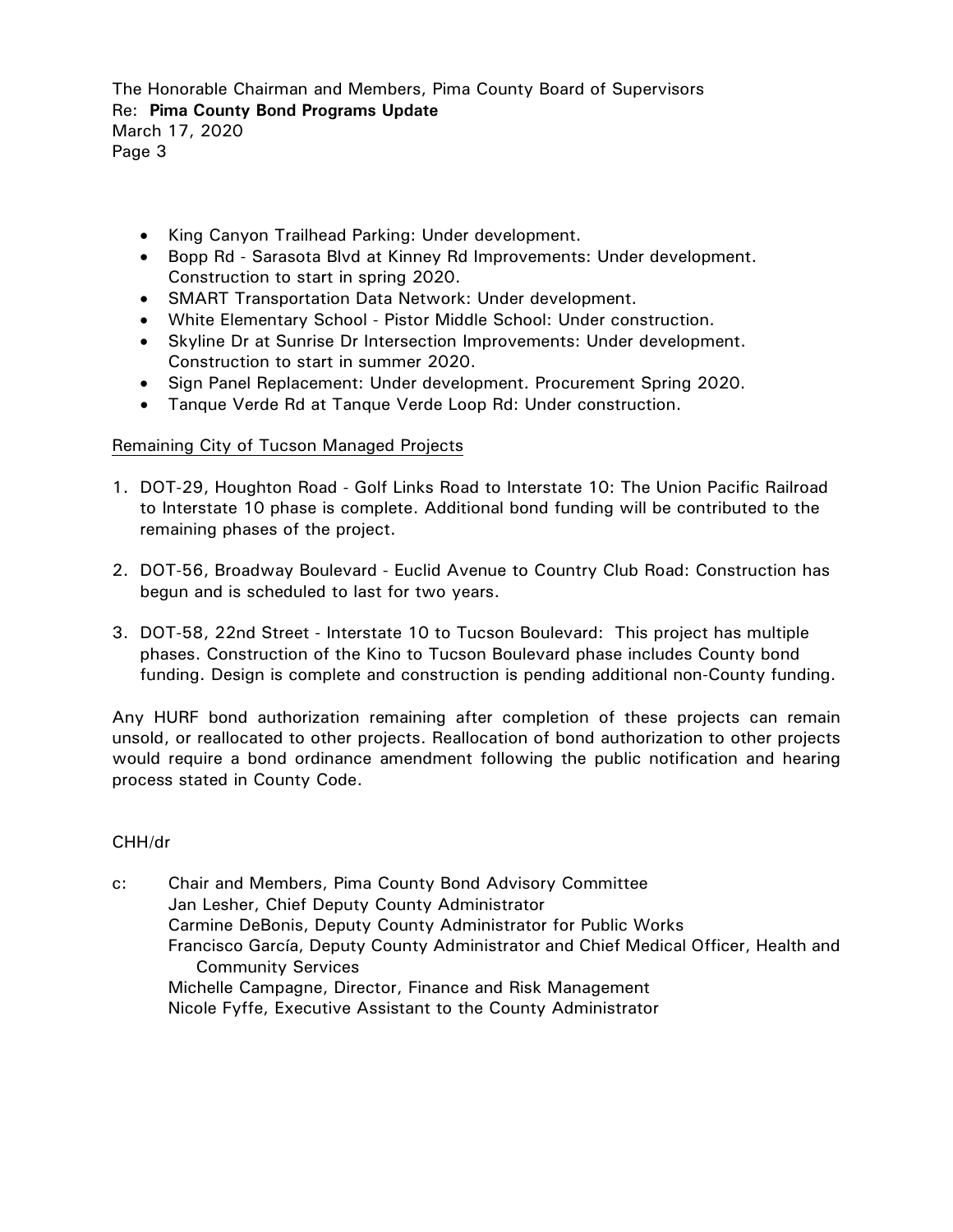- King Canyon Trailhead Parking: Under development.
- Bopp Rd - Sarasota Blvd at Kinney Rd Improvements: Under development. Construction to start in spring 2020.
- SMART Transportation Data Network: Under development.
- White Elementary School - Pistor Middle School: Under construction.
- Skyline Dr at Sunrise Dr Intersection Improvements: Under development. Construction to start in summer 2020.
- Sign Panel Replacement: Under development. Procurement Spring 2020.
- Tanque Verde Rd at Tanque Verde Loop Rd: Under construction.

Remaining City of Tucson Managed Projects

1. DOT-29, Houghton Road - Golf Links Road to Interstate 10: The Union Pacific Railroad to Interstate 10 phase is complete. Additional bond funding will be contributed to the remaining phases of the project.

2. DOT-56, Broadway Boulevard - Euclid Avenue to Country Club Road: Construction has begun and is scheduled to last for two years.

3. DOT-58, 22nd Street - Interstate 10 to Tucson Boulevard: This project has multiple phases. Construction of the Kino to Tucson Boulevard phase includes County bond funding. Design is complete and construction is pending additional non-County funding.

Any HURF bond authorization remaining after completion of these projects can remain unsold, or reallocated to other projects. Reallocation of bond authorization to other projects would require a bond ordinance amendment following the public notification and hearing process stated in County Code.

CHH/dr

c: Chair and Members, Pima County Bond Advisory Committee
Jan Lesher, Chief Deputy County Administrator
Carmine DeBonis, Deputy County Administrator for Public Works
Francisco García, Deputy County Administrator and Chief Medical Officer, Health and Community Services
Michelle Campagne, Director, Finance and Risk Management
Nicole Fyffe, Executive Assistant to the County Administrator